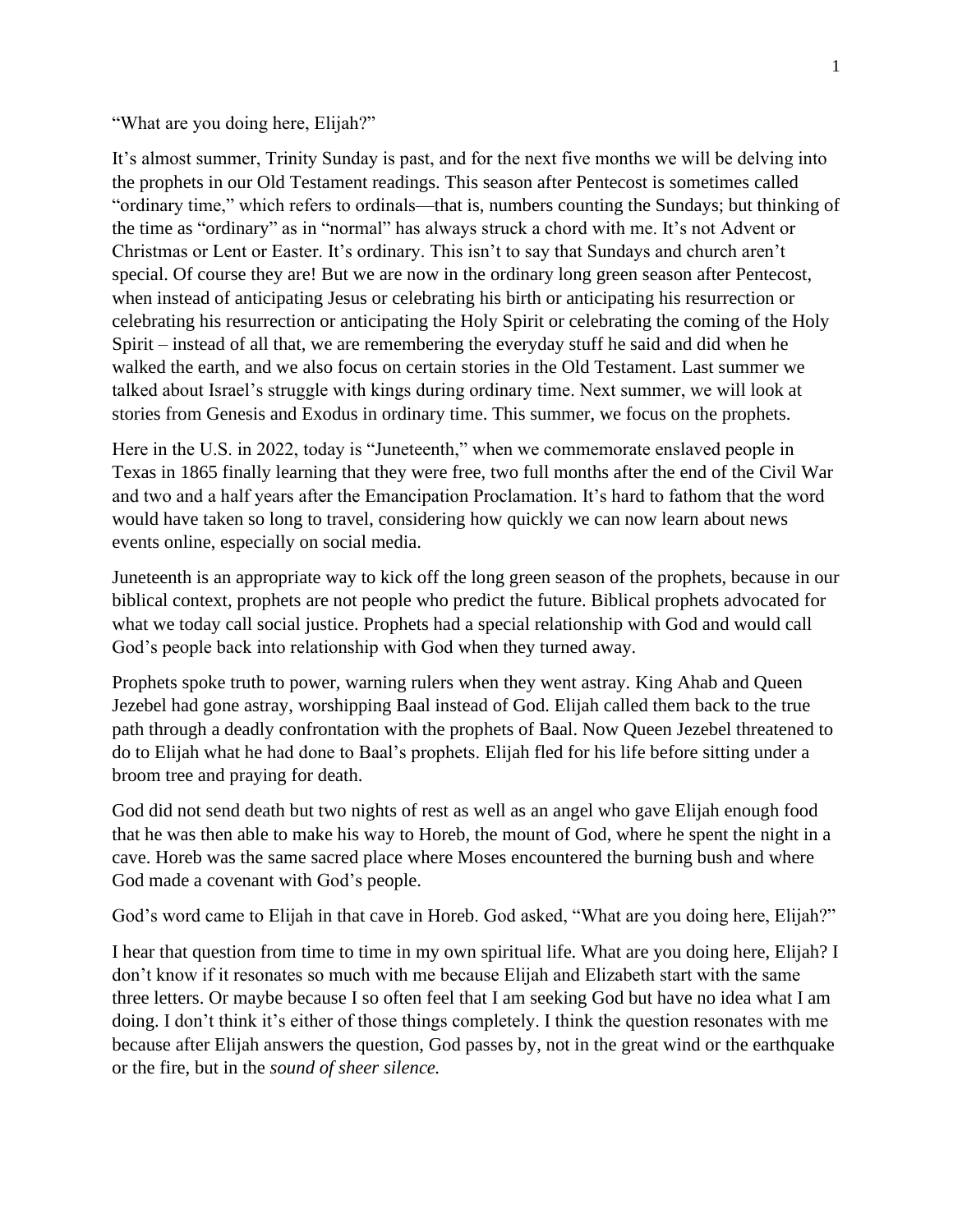"What are you doing here, Elijah?"

It's almost summer, Trinity Sunday is past, and for the next five months we will be delving into the prophets in our Old Testament readings. This season after Pentecost is sometimes called "ordinary time," which refers to ordinals—that is, numbers counting the Sundays; but thinking of the time as "ordinary" as in "normal" has always struck a chord with me. It's not Advent or Christmas or Lent or Easter. It's ordinary. This isn't to say that Sundays and church aren't special. Of course they are! But we are now in the ordinary long green season after Pentecost, when instead of anticipating Jesus or celebrating his birth or anticipating his resurrection or celebrating his resurrection or anticipating the Holy Spirit or celebrating the coming of the Holy Spirit – instead of all that, we are remembering the everyday stuff he said and did when he walked the earth, and we also focus on certain stories in the Old Testament. Last summer we talked about Israel's struggle with kings during ordinary time. Next summer, we will look at stories from Genesis and Exodus in ordinary time. This summer, we focus on the prophets.

Here in the U.S. in 2022, today is "Juneteenth," when we commemorate enslaved people in Texas in 1865 finally learning that they were free, two full months after the end of the Civil War and two and a half years after the Emancipation Proclamation. It's hard to fathom that the word would have taken so long to travel, considering how quickly we can now learn about news events online, especially on social media.

Juneteenth is an appropriate way to kick off the long green season of the prophets, because in our biblical context, prophets are not people who predict the future. Biblical prophets advocated for what we today call social justice. Prophets had a special relationship with God and would call God's people back into relationship with God when they turned away.

Prophets spoke truth to power, warning rulers when they went astray. King Ahab and Queen Jezebel had gone astray, worshipping Baal instead of God. Elijah called them back to the true path through a deadly confrontation with the prophets of Baal. Now Queen Jezebel threatened to do to Elijah what he had done to Baal's prophets. Elijah fled for his life before sitting under a broom tree and praying for death.

God did not send death but two nights of rest as well as an angel who gave Elijah enough food that he was then able to make his way to Horeb, the mount of God, where he spent the night in a cave. Horeb was the same sacred place where Moses encountered the burning bush and where God made a covenant with God's people.

God's word came to Elijah in that cave in Horeb. God asked, "What are you doing here, Elijah?"

I hear that question from time to time in my own spiritual life. What are you doing here, Elijah? I don't know if it resonates so much with me because Elijah and Elizabeth start with the same three letters. Or maybe because I so often feel that I am seeking God but have no idea what I am doing. I don't think it's either of those things completely. I think the question resonates with me because after Elijah answers the question, God passes by, not in the great wind or the earthquake or the fire, but in the *sound of sheer silence.*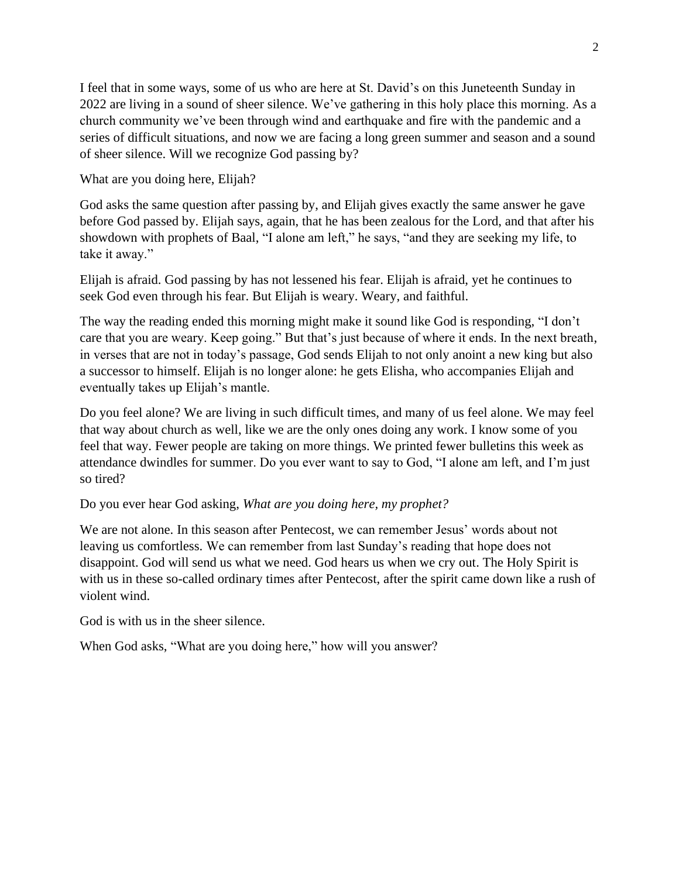I feel that in some ways, some of us who are here at St. David's on this Juneteenth Sunday in 2022 are living in a sound of sheer silence. We've gathering in this holy place this morning. As a church community we've been through wind and earthquake and fire with the pandemic and a series of difficult situations, and now we are facing a long green summer and season and a sound of sheer silence. Will we recognize God passing by?

What are you doing here, Elijah?

God asks the same question after passing by, and Elijah gives exactly the same answer he gave before God passed by. Elijah says, again, that he has been zealous for the Lord, and that after his showdown with prophets of Baal, "I alone am left," he says, "and they are seeking my life, to take it away."

Elijah is afraid. God passing by has not lessened his fear. Elijah is afraid, yet he continues to seek God even through his fear. But Elijah is weary. Weary, and faithful.

The way the reading ended this morning might make it sound like God is responding, "I don't care that you are weary. Keep going." But that's just because of where it ends. In the next breath, in verses that are not in today's passage, God sends Elijah to not only anoint a new king but also a successor to himself. Elijah is no longer alone: he gets Elisha, who accompanies Elijah and eventually takes up Elijah's mantle.

Do you feel alone? We are living in such difficult times, and many of us feel alone. We may feel that way about church as well, like we are the only ones doing any work. I know some of you feel that way. Fewer people are taking on more things. We printed fewer bulletins this week as attendance dwindles for summer. Do you ever want to say to God, "I alone am left, and I'm just so tired?

Do you ever hear God asking, *What are you doing here, my prophet?*

We are not alone. In this season after Pentecost, we can remember Jesus' words about not leaving us comfortless. We can remember from last Sunday's reading that hope does not disappoint. God will send us what we need. God hears us when we cry out. The Holy Spirit is with us in these so-called ordinary times after Pentecost, after the spirit came down like a rush of violent wind.

God is with us in the sheer silence.

When God asks, "What are you doing here," how will you answer?